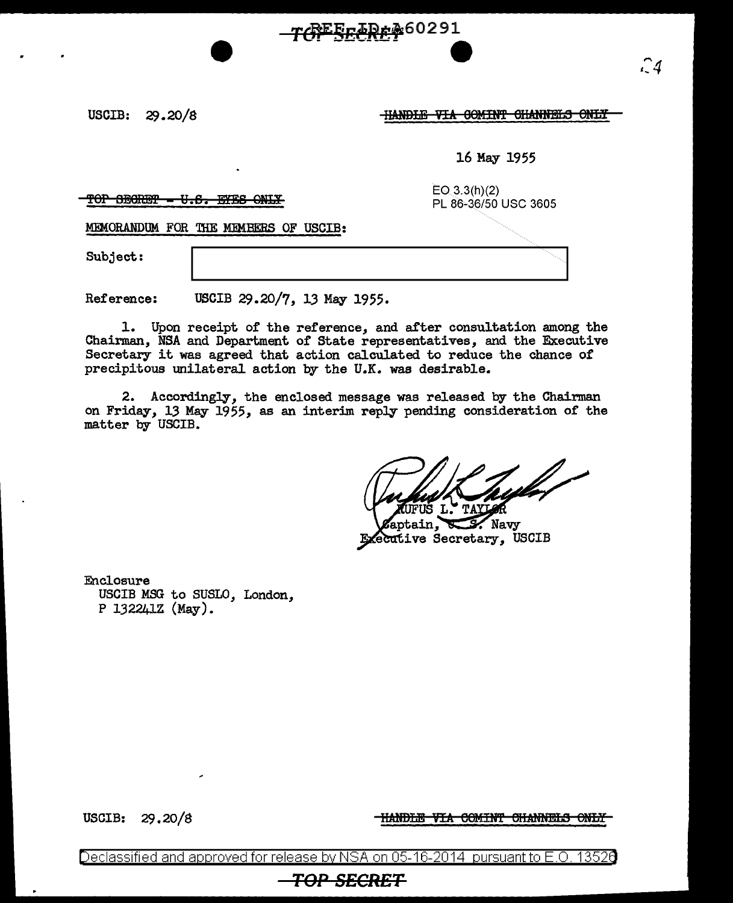USCIB: 29.20/8

~~HANDLE VIA COMINT CHANNELS ONLY~~

16 May 1955

~~TOP SECRET - U.S. EYES ONLY~~

EO 3.3(h)(2)
PL 86-36/50 USC 3605

MEMORANDUM FOR THE MEMBERS OF USCIB:

Subject: [redacted]

Reference: USCIB 29.20/7, 13 May 1955.

1. Upon receipt of the reference, and after consultation among the Chairman, NSA and Department of State representatives, and the Executive Secretary it was agreed that action calculated to reduce the chance of precipitous unilateral action by the U.K. was desirable.

2. Accordingly, the enclosed message was released by the Chairman on Friday, 13 May 1955, as an interim reply pending consideration of the matter by USCIB.

RUFUS L. TAYLOR
Captain, U. S. Navy
Executive Secretary, USCIB

Enclosure
USCIB MSG to SUSLO, London,
P 132241Z (May).

USCIB: 29.20/8

~~HANDLE VIA COMINT CHANNELS ONLY~~

Declassified and approved for release by NSA on 05-16-2014 pursuant to E.O. 13526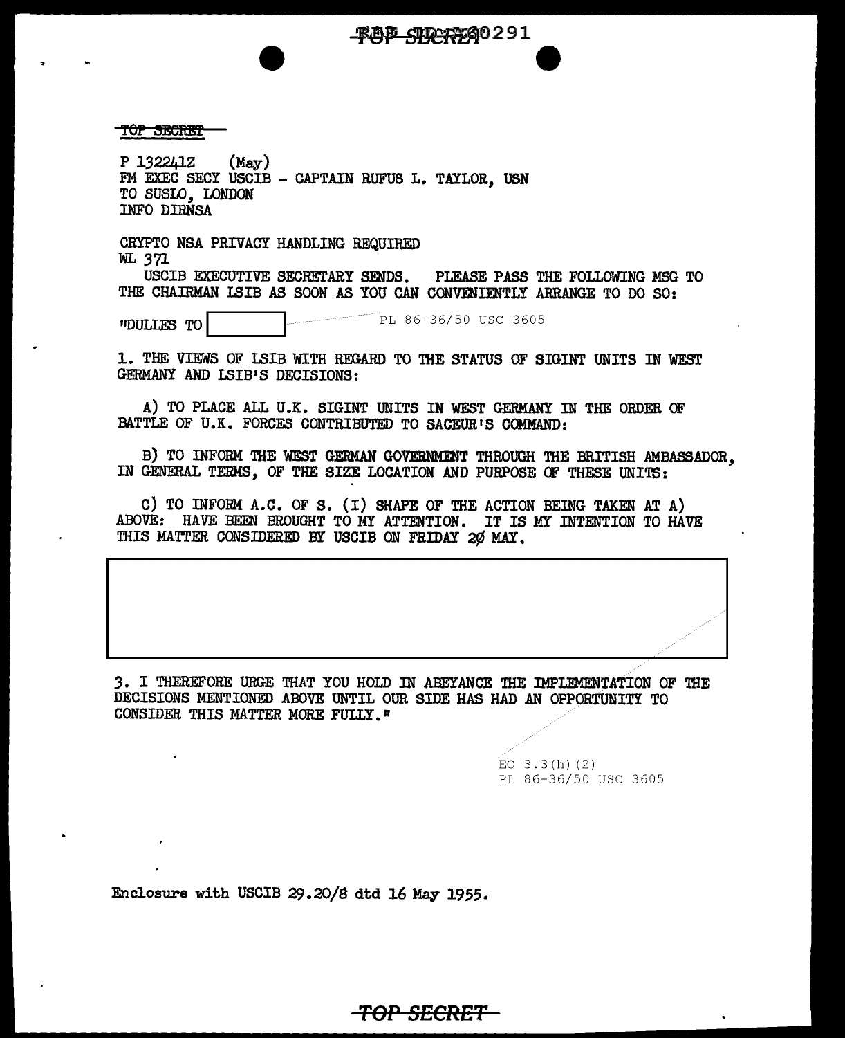~~TOP SECRET~~

P 132241Z (May)
FM EXEC SECY USCIB - CAPTAIN RUFUS L. TAYLOR, USN
TO SUSLO, LONDON
INFO DIRNSA

CRYPTO NSA PRIVACY HANDLING REQUIRED
WL 371

USCIB EXECUTIVE SECRETARY SENDS. PLEASE PASS THE FOLLOWING MSG TO THE CHAIRMAN LSIB AS SOON AS YOU CAN CONVENIENTLY ARRANGE TO DO SO:

"DULLES TO [ ] PL 86-36/50 USC 3605

1. THE VIEWS OF LSIB WITH REGARD TO THE STATUS OF SIGINT UNITS IN WEST GERMANY AND LSIB'S DECISIONS:

A) TO PLACE ALL U.K. SIGINT UNITS IN WEST GERMANY IN THE ORDER OF BATTLE OF U.K. FORCES CONTRIBUTED TO SACEUR'S COMMAND:

B) TO INFORM THE WEST GERMAN GOVERNMENT THROUGH THE BRITISH AMBASSADOR, IN GENERAL TERMS, OF THE SIZE LOCATION AND PURPOSE OF THESE UNITS:

C) TO INFORM A.C. OF S. (I) SHAPE OF THE ACTION BEING TAKEN AT A) ABOVE: HAVE BEEN BROUGHT TO MY ATTENTION. IT IS MY INTENTION TO HAVE THIS MATTER CONSIDERED BY USCIB ON FRIDAY 20 MAY.

[ ]

3. I THEREFORE URGE THAT YOU HOLD IN ABEYANCE THE IMPLEMENTATION OF THE DECISIONS MENTIONED ABOVE UNTIL OUR SIDE HAS HAD AN OPPORTUNITY TO CONSIDER THIS MATTER MORE FULLY."

EO 3.3(h)(2)
PL 86-36/50 USC 3605

Enclosure with USCIB 29.20/8 dtd 16 May 1955.

~~TOP SECRET~~